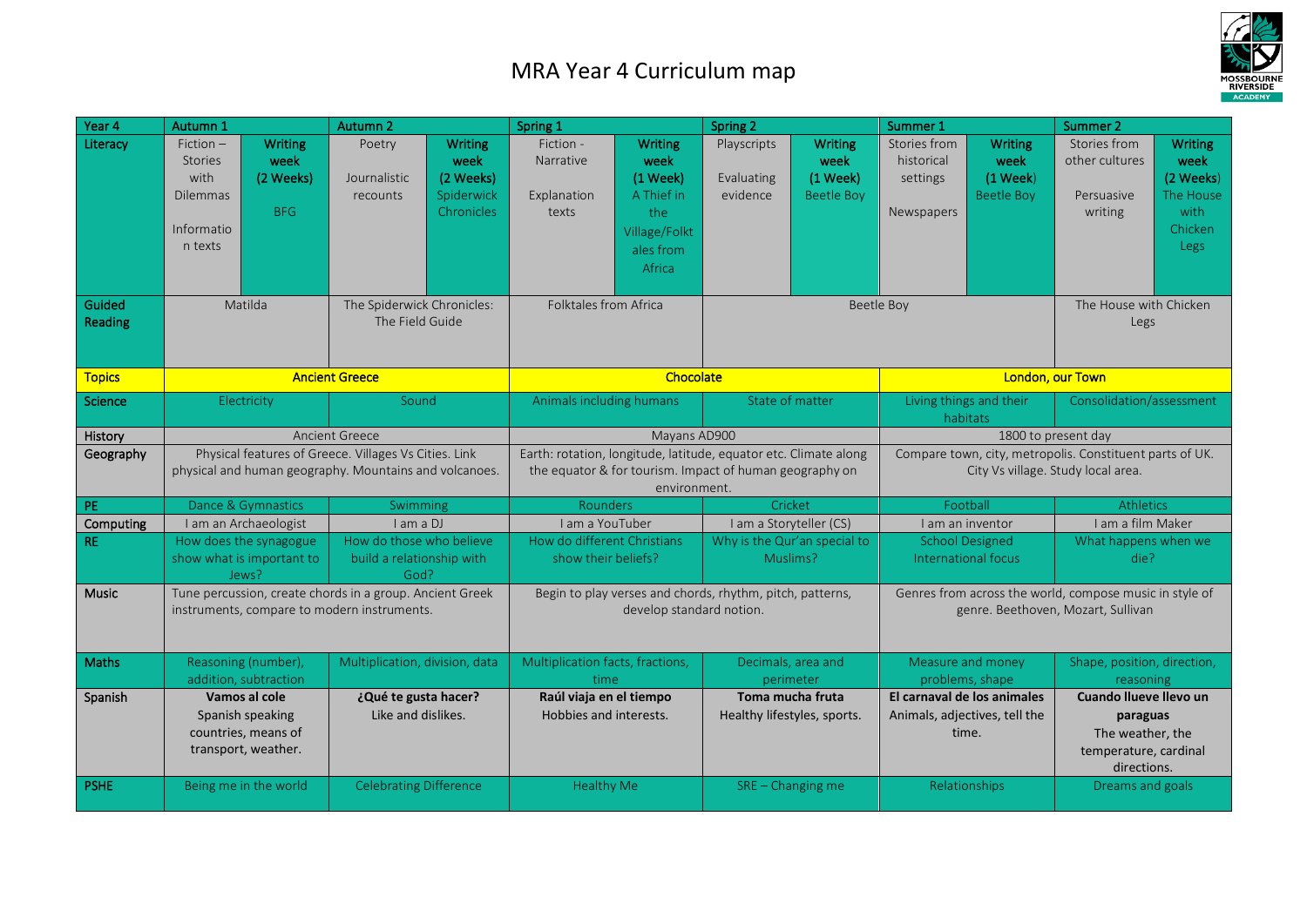# MRA Year 4 Curriculum map

| Year 4 | Autumn 1 | | Autumn 2 | | Spring 1 | | Spring 2 | | Summer 1 | | Summer 2 | |
|---|---|---|---|---|---|---|---|---|---|---|---|---|
| **Literacy** | Fiction – Stories with Dilemmas<br><br>Information texts | **Writing week (2 Weeks)**<br><br>BFG | Poetry<br><br>Journalistic recounts | **Writing week (2 Weeks)**<br>Spiderwick Chronicles | Fiction - Narrative<br><br>Explanation texts | **Writing week (1 Week)**<br>A Thief in the Village/Folktales from Africa | Playscripts<br><br>Evaluating evidence | **Writing week (1 Week)**<br>Beetle Boy | Stories from historical settings<br><br>Newspapers | **Writing week (1 Week)**<br>Beetle Boy | Stories from other cultures<br><br>Persuasive writing | **Writing week (2 Weeks)**<br>The House with Chicken Legs |
| **Guided Reading** | Matilda | | The Spiderwick Chronicles: The Field Guide | | Folktales from Africa | | Beetle Boy | | | | The House with Chicken Legs | |
| **Topics** | **Ancient Greece** | | | | **Chocolate** | | | | **London, our Town** | | | |
| **Science** | Electricity | | Sound | | Animals including humans | | State of matter | | Living things and their habitats | | Consolidation/assessment | |
| **History** | Ancient Greece | | | | Mayans AD900 | | | | 1800 to present day | | | |
| **Geography** | Physical features of Greece. Villages Vs Cities. Link physical and human geography. Mountains and volcanoes. | | | | Earth: rotation, longitude, latitude, equator etc. Climate along the equator & for tourism. Impact of human geography on environment. | | | | Compare town, city, metropolis. Constituent parts of UK. City Vs village. Study local area. | | | |
| **PE** | Dance & Gymnastics | | Swimming | | Rounders | | Cricket | | Football | | Athletics | |
| **Computing** | I am an Archaeologist | | I am a DJ | | I am a YouTuber | | I am a Storyteller (CS) | | I am an inventor | | I am a film Maker | |
| **RE** | How does the synagogue show what is important to Jews? | | How do those who believe build a relationship with God? | | How do different Christians show their beliefs? | | Why is the Qur'an special to Muslims? | | School Designed International focus | | What happens when we die? | |
| **Music** | Tune percussion, create chords in a group. Ancient Greek instruments, compare to modern instruments. | | | | Begin to play verses and chords, rhythm, pitch, patterns, develop standard notion. | | | | Genres from across the world, compose music in style of genre. Beethoven, Mozart, Sullivan | | | |
| **Maths** | Reasoning (number), addition, subtraction | | Multiplication, division, data | | Multiplication facts, fractions, time | | Decimals, area and perimeter | | Measure and money problems, shape | | Shape, position, direction, reasoning | |
| **Spanish** | **Vamos al cole**<br>Spanish speaking countries, means of transport, weather. | | **¿Qué te gusta hacer?**<br>Like and dislikes. | | **Raúl viaja en el tiempo**<br>Hobbies and interests. | | **Toma mucha fruta**<br>Healthy lifestyles, sports. | | **El carnaval de los animales**<br>Animals, adjectives, tell the time. | | **Cuando llueve llevo un paraguas**<br>The weather, the temperature, cardinal directions. | |
| **PSHE** | Being me in the world | | Celebrating Difference | | Healthy Me | | SRE – Changing me | | Relationships | | Dreams and goals | |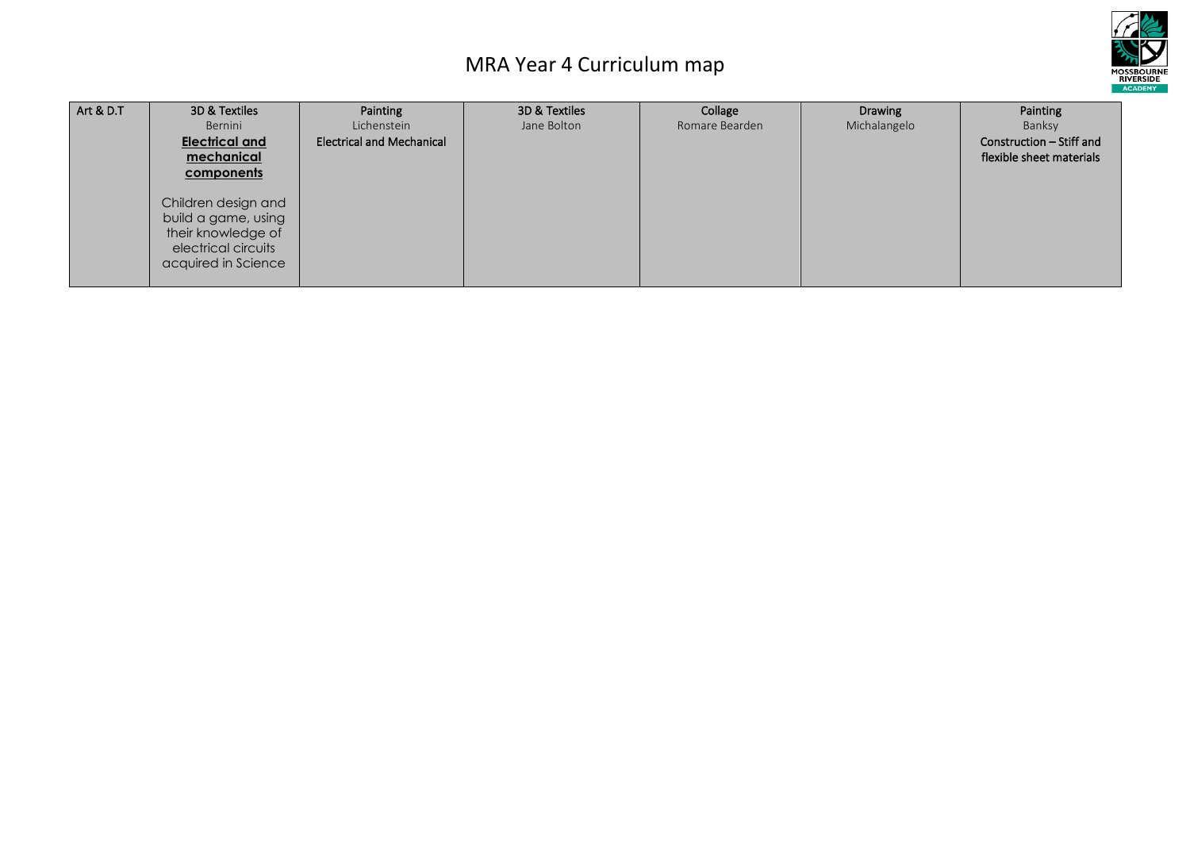# MRA Year 4 Curriculum map

| | | | | | | |
|---|---|---|---|---|---|---|
| Art & D.T | 3D & Textiles<br>Bernini<br>**Electrical and mechanical components**<br><br>Children design and build a game, using their knowledge of electrical circuits acquired in Science | Painting<br>Lichenstein<br>Electrical and Mechanical | 3D & Textiles<br>Jane Bolton | Collage<br>Romare Bearden | Drawing<br>Michalangelo | Painting<br>Banksy<br>Construction – Stiff and flexible sheet materials |